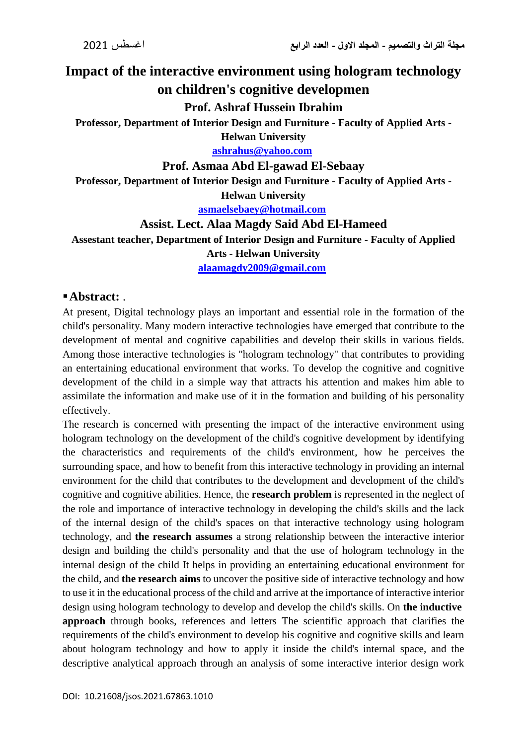# Impact of the interactive environment using hologram technology on children's cognitive developmen

**Prof. Ashraf Hussein Ibrahim**

**Professor, Department of Interior Design and Furniture - Faculty of Applied Arts - Helwan University**

**ashrahus@yahoo.com**

**Prof. Asmaa Abd El-gawad El-Sebaay**

**Professor, Department of Interior Design and Furniture - Faculty of Applied Arts - Helwan University**

**asmaelsebaey@hotmail.com**

**Assist. Lect. Alaa Magdy Said Abd El-Hameed**

**Assestant teacher, Department of Interior Design and Furniture - Faculty of Applied Arts - Helwan University**

**alaamagdy2009@gmail.com**

## ▪ Abstract: .

At present, Digital technology plays an important and essential role in the formation of the child's personality. Many modern interactive technologies have emerged that contribute to the development of mental and cognitive capabilities and develop their skills in various fields. Among those interactive technologies is "hologram technology" that contributes to providing an entertaining educational environment that works. To develop the cognitive and cognitive development of the child in a simple way that attracts his attention and makes him able to assimilate the information and make use of it in the formation and building of his personality effectively.

The research is concerned with presenting the impact of the interactive environment using hologram technology on the development of the child's cognitive development by identifying the characteristics and requirements of the child's environment, how he perceives the surrounding space, and how to benefit from this interactive technology in providing an internal environment for the child that contributes to the development and development of the child's cognitive and cognitive abilities. Hence, the **research problem** is represented in the neglect of the role and importance of interactive technology in developing the child's skills and the lack of the internal design of the child's spaces on that interactive technology using hologram technology, and **the research assumes** a strong relationship between the interactive interior design and building the child's personality and that the use of hologram technology in the internal design of the child It helps in providing an entertaining educational environment for the child, and **the research aims** to uncover the positive side of interactive technology and how to use it in the educational process of the child and arrive at the importance of interactive interior design using hologram technology to develop and develop the child's skills. On **the inductive approach** through books, references and letters The scientific approach that clarifies the requirements of the child's environment to develop his cognitive and cognitive skills and learn about hologram technology and how to apply it inside the child's internal space, and the descriptive analytical approach through an analysis of some interactive interior design work

DOI: 10.21608/jsos.2021.67863.1010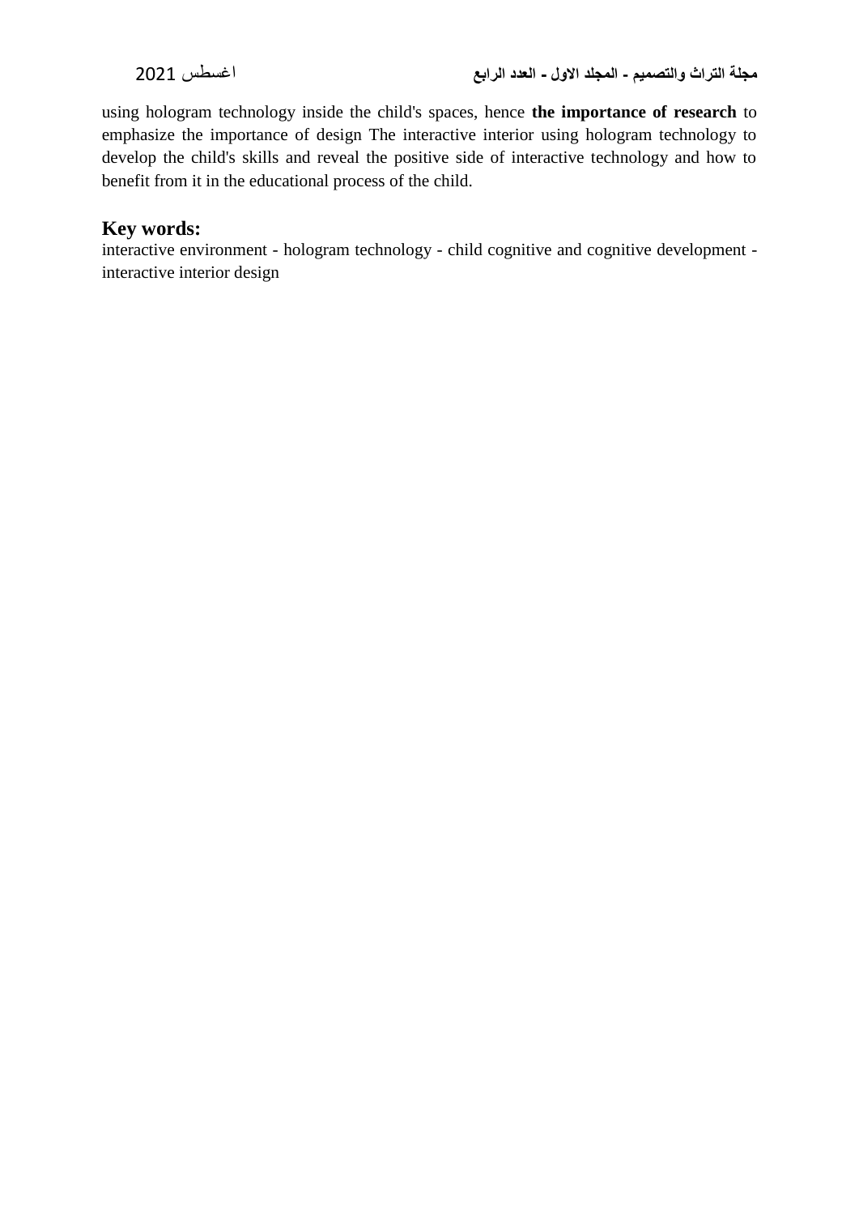using hologram technology inside the child's spaces, hence **the importance of research** to emphasize the importance of design The interactive interior using hologram technology to develop the child's skills and reveal the positive side of interactive technology and how to benefit from it in the educational process of the child.

## Key words:

interactive environment - hologram technology - child cognitive and cognitive development - interactive interior design